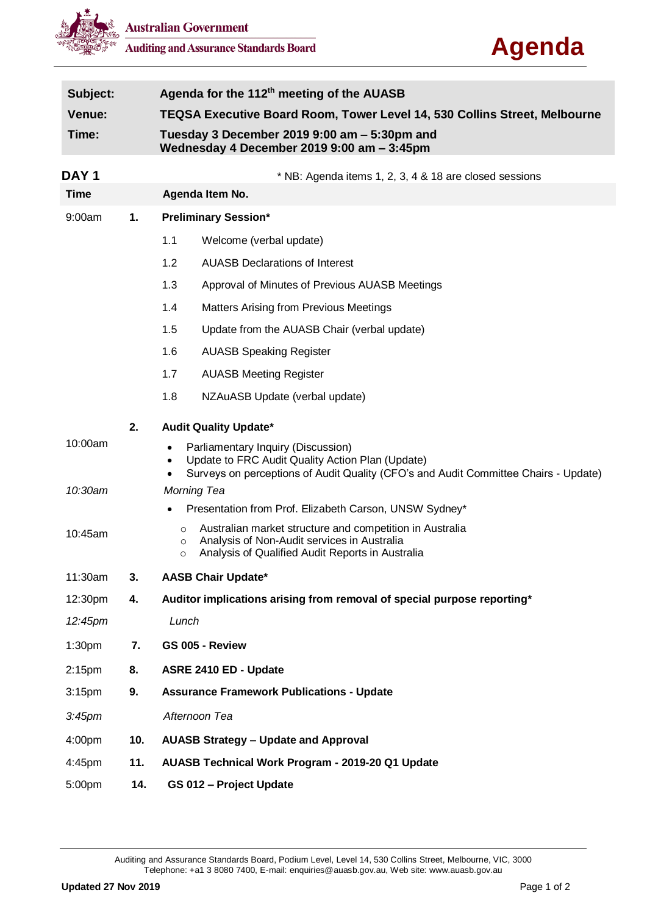Australian Government
Auditing and Assurance Standards Board

# Agenda

| | |
|---|---|
| **Subject:** | **Agenda for the 112th meeting of the AUASB** |
| **Venue:** | **TEQSA Executive Board Room, Tower Level 14, 530 Collins Street, Melbourne** |
| **Time:** | **Tuesday 3 December 2019 9:00 am – 5:30pm and Wednesday 4 December 2019 9:00 am – 3:45pm** |

## DAY 1

\* NB: Agenda items 1, 2, 3, 4 & 18 are closed sessions

| Time | | Agenda Item No. |
|---|---|---|
| 9:00am | **1.** | **Preliminary Session*** |
| | | 1.1 Welcome (verbal update) |
| | | 1.2 AUASB Declarations of Interest |
| | | 1.3 Approval of Minutes of Previous AUASB Meetings |
| | | 1.4 Matters Arising from Previous Meetings |
| | | 1.5 Update from the AUASB Chair (verbal update) |
| | | 1.6 AUASB Speaking Register |
| | | 1.7 AUASB Meeting Register |
| | | 1.8 NZAuASB Update (verbal update) |
| | **2.** | **Audit Quality Update*** |
| 10:00am | | • Parliamentary Inquiry (Discussion)<br>• Update to FRC Audit Quality Action Plan (Update)<br>• Surveys on perceptions of Audit Quality (CFO's and Audit Committee Chairs - Update) |
| *10:30am* | | *Morning Tea* |
| | | • Presentation from Prof. Elizabeth Carson, UNSW Sydney* |
| 10:45am | | ○ Australian market structure and competition in Australia<br>○ Analysis of Non-Audit services in Australia<br>○ Analysis of Qualified Audit Reports in Australia |
| 11:30am | **3.** | **AASB Chair Update*** |
| 12:30pm | **4.** | **Auditor implications arising from removal of special purpose reporting*** |
| *12:45pm* | | *Lunch* |
| 1:30pm | **7.** | **GS 005 - Review** |
| 2:15pm | **8.** | **ASRE 2410 ED - Update** |
| 3:15pm | **9.** | **Assurance Framework Publications - Update** |
| *3:45pm* | | *Afternoon Tea* |
| 4:00pm | **10.** | **AUASB Strategy – Update and Approval** |
| 4:45pm | **11.** | **AUASB Technical Work Program - 2019-20 Q1 Update** |
| 5:00pm | **14.** | **GS 012 – Project Update** |

Auditing and Assurance Standards Board, Podium Level, Level 14, 530 Collins Street, Melbourne, VIC, 3000
Telephone: +a1 3 8080 7400, E-mail: enquiries@auasb.gov.au, Web site: www.auasb.gov.au

**Updated 27 Nov 2019**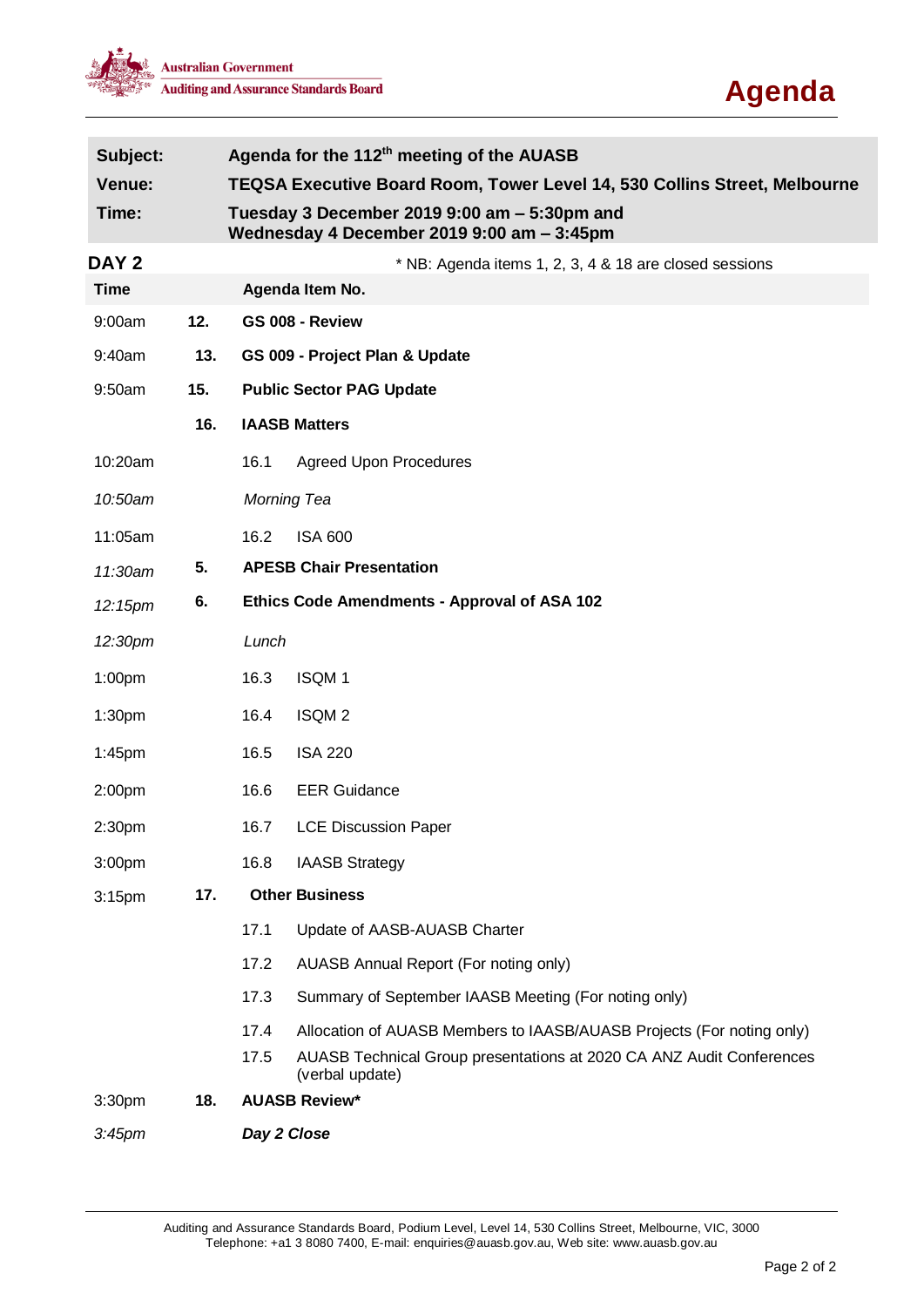Australian Government
Auditing and Assurance Standards Board

# Agenda

| | |
|---|---|
| **Subject:** | **Agenda for the 112th meeting of the AUASB** |
| **Venue:** | **TEQSA Executive Board Room, Tower Level 14, 530 Collins Street, Melbourne** |
| **Time:** | **Tuesday 3 December 2019 9:00 am – 5:30pm and Wednesday 4 December 2019 9:00 am – 3:45pm** |

## DAY 2

\* NB: Agenda items 1, 2, 3, 4 & 18 are closed sessions

| **Time** | | **Agenda Item No.** | |
|---|---|---|---|
| 9:00am | **12.** | **GS 008 - Review** | |
| 9:40am | **13.** | **GS 009 - Project Plan & Update** | |
| 9:50am | **15.** | **Public Sector PAG Update** | |
| | **16.** | **IAASB Matters** | |
| 10:20am | | 16.1 | Agreed Upon Procedures |
| *10:50am* | | *Morning Tea* | |
| 11:05am | | 16.2 | ISA 600 |
| *11:30am* | **5.** | **APESB Chair Presentation** | |
| *12:15pm* | **6.** | **Ethics Code Amendments - Approval of ASA 102** | |
| *12:30pm* | | *Lunch* | |
| 1:00pm | | 16.3 | ISQM 1 |
| 1:30pm | | 16.4 | ISQM 2 |
| 1:45pm | | 16.5 | ISA 220 |
| 2:00pm | | 16.6 | EER Guidance |
| 2:30pm | | 16.7 | LCE Discussion Paper |
| 3:00pm | | 16.8 | IAASB Strategy |
| 3:15pm | **17.** | **Other Business** | |
| | | 17.1 | Update of AASB-AUASB Charter |
| | | 17.2 | AUASB Annual Report (For noting only) |
| | | 17.3 | Summary of September IAASB Meeting (For noting only) |
| | | 17.4 | Allocation of AUASB Members to IAASB/AUASB Projects (For noting only) |
| | | 17.5 | AUASB Technical Group presentations at 2020 CA ANZ Audit Conferences (verbal update) |
| 3:30pm | **18.** | **AUASB Review*** | |
| *3:45pm* | | ***Day 2 Close*** | |

Auditing and Assurance Standards Board, Podium Level, Level 14, 530 Collins Street, Melbourne, VIC, 3000
Telephone: +a1 3 8080 7400, E-mail: enquiries@auasb.gov.au, Web site: www.auasb.gov.au